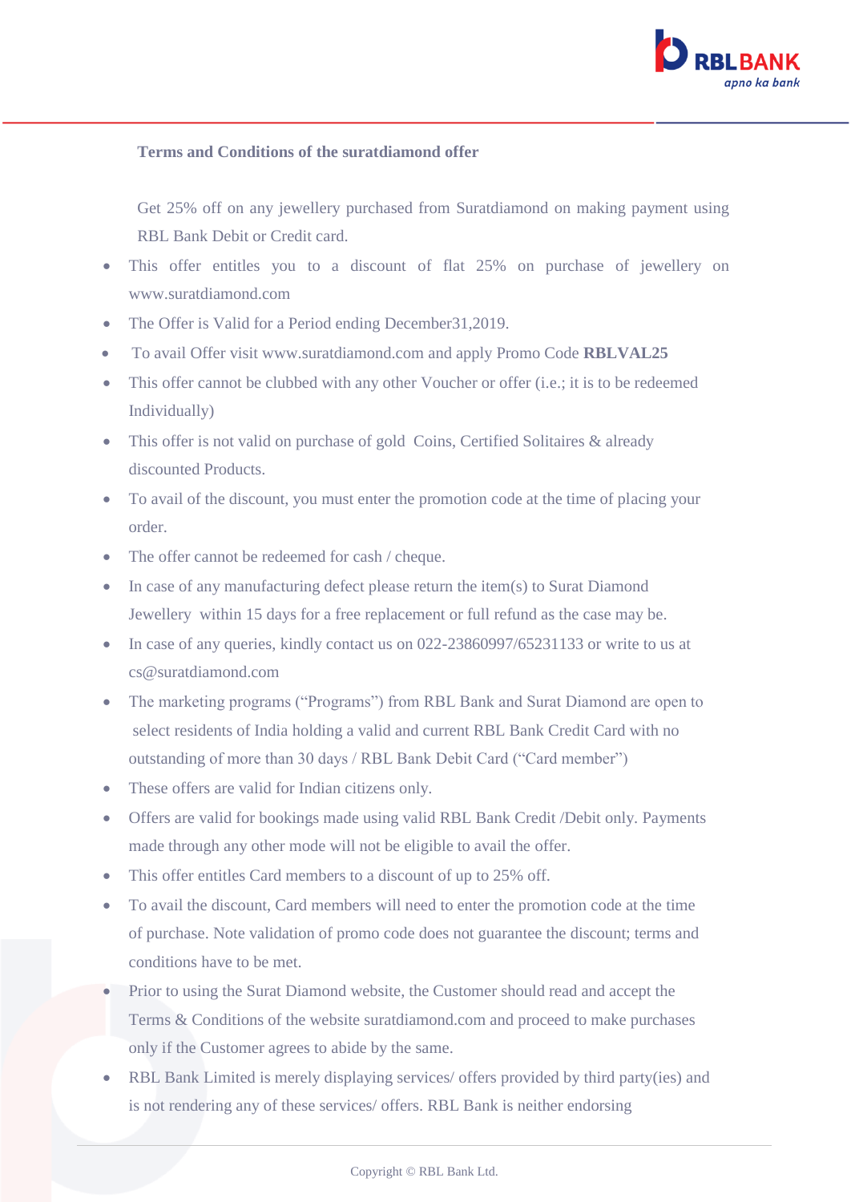**Terms and Conditions of the suratdiamond offer**

Get 25% off on any jewellery purchased from Suratdiamond on making payment using RBL Bank Debit or Credit card.

- This offer entitles you to a discount of flat 25% on purchase of jewellery on www.suratdiamond.com
- The Offer is Valid for a Period ending December31,2019.
- To avail Offer visit www.suratdiamond.com and apply Promo Code **RBLVAL25**
- This offer cannot be clubbed with any other Voucher or offer (i.e.; it is to be redeemed Individually)
- This offer is not valid on purchase of gold Coins, Certified Solitaires & already discounted Products.
- To avail of the discount, you must enter the promotion code at the time of placing your order.
- The offer cannot be redeemed for cash / cheque.
- In case of any manufacturing defect please return the item(s) to Surat Diamond Jewellery within 15 days for a free replacement or full refund as the case may be.
- In case of any queries, kindly contact us on 022-23860997/65231133 or write to us at cs@suratdiamond.com
- The marketing programs ("Programs") from RBL Bank and Surat Diamond are open to select residents of India holding a valid and current RBL Bank Credit Card with no outstanding of more than 30 days / RBL Bank Debit Card ("Card member")
- These offers are valid for Indian citizens only.
- Offers are valid for bookings made using valid RBL Bank Credit /Debit only. Payments made through any other mode will not be eligible to avail the offer.
- This offer entitles Card members to a discount of up to 25% off.
- To avail the discount, Card members will need to enter the promotion code at the time of purchase. Note validation of promo code does not guarantee the discount; terms and conditions have to be met.
- Prior to using the Surat Diamond website, the Customer should read and accept the Terms & Conditions of the website suratdiamond.com and proceed to make purchases only if the Customer agrees to abide by the same.
- RBL Bank Limited is merely displaying services/ offers provided by third party(ies) and is not rendering any of these services/ offers. RBL Bank is neither endorsing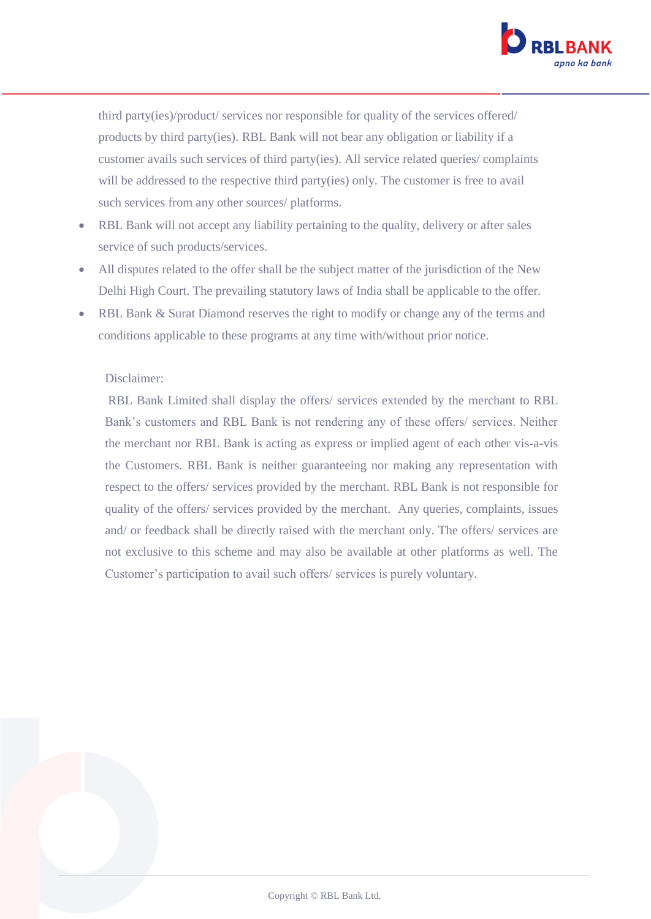third party(ies)/product/ services nor responsible for quality of the services offered/ products by third party(ies). RBL Bank will not bear any obligation or liability if a customer avails such services of third party(ies). All service related queries/ complaints will be addressed to the respective third party(ies) only. The customer is free to avail such services from any other sources/ platforms.

- RBL Bank will not accept any liability pertaining to the quality, delivery or after sales service of such products/services.
- All disputes related to the offer shall be the subject matter of the jurisdiction of the New Delhi High Court. The prevailing statutory laws of India shall be applicable to the offer.
- RBL Bank & Surat Diamond reserves the right to modify or change any of the terms and conditions applicable to these programs at any time with/without prior notice.

Disclaimer:

RBL Bank Limited shall display the offers/ services extended by the merchant to RBL Bank's customers and RBL Bank is not rendering any of these offers/ services. Neither the merchant nor RBL Bank is acting as express or implied agent of each other vis-a-vis the Customers. RBL Bank is neither guaranteeing nor making any representation with respect to the offers/ services provided by the merchant. RBL Bank is not responsible for quality of the offers/ services provided by the merchant. Any queries, complaints, issues and/ or feedback shall be directly raised with the merchant only. The offers/ services are not exclusive to this scheme and may also be available at other platforms as well. The Customer's participation to avail such offers/ services is purely voluntary.